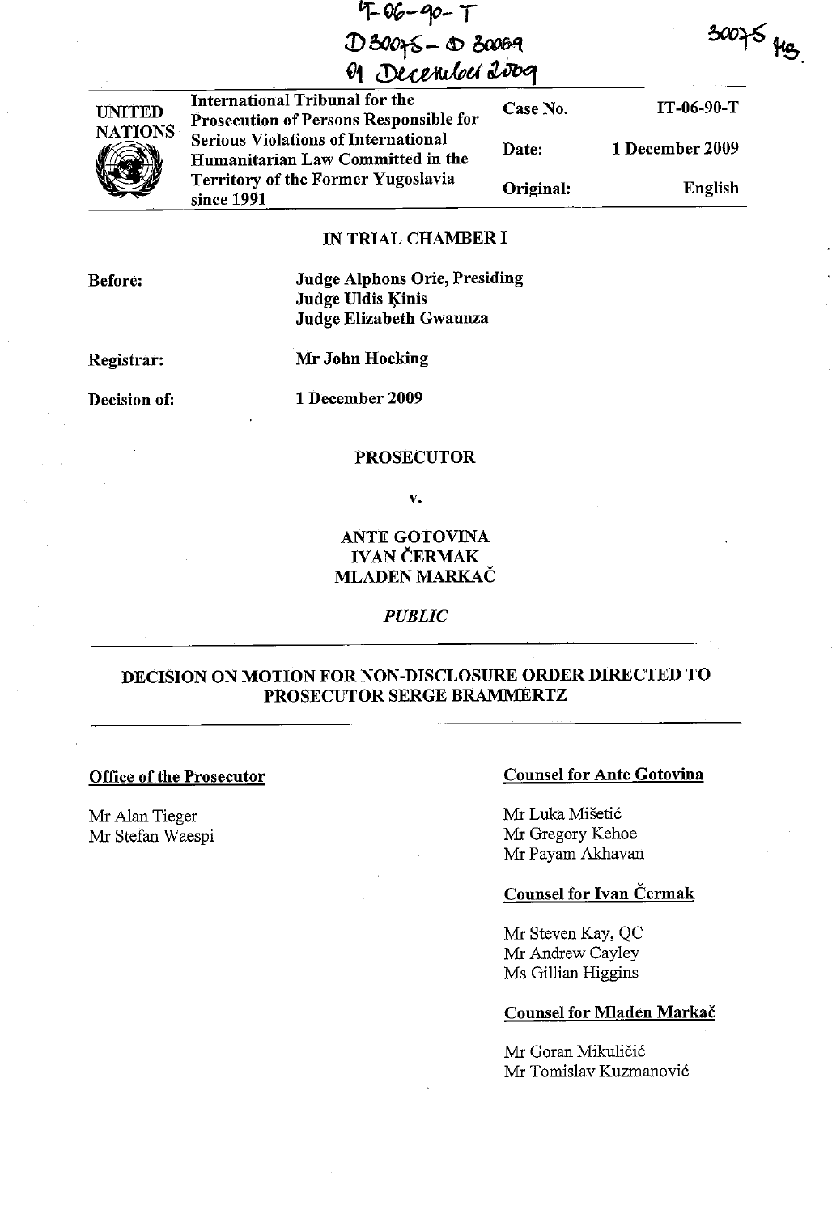IT-06-90-T
D30075 - D30069
01 December 2009

30075 MS.

| UNITED NATIONS | International Tribunal for the Prosecution of Persons Responsible for Serious Violations of International Humanitarian Law Committed in the Territory of the Former Yugoslavia since 1991 | Case No. | IT-06-90-T |
|---|---|---|---|
| | | Date: | 1 December 2009 |
| | | Original: | English |

**IN TRIAL CHAMBER I**

**Before:** Judge Alphons Orie, Presiding
Judge Uldis Ķinis
Judge Elizabeth Gwaunza

**Registrar:** Mr John Hocking

**Decision of:** 1 December 2009

**PROSECUTOR**

**v.**

**ANTE GOTOVINA**
**IVAN ČERMAK**
**MLADEN MARKAČ**

*PUBLIC*

## DECISION ON MOTION FOR NON-DISCLOSURE ORDER DIRECTED TO PROSECUTOR SERGE BRAMMERTZ

**Office of the Prosecutor**

Mr Alan Tieger
Mr Stefan Waespi

**Counsel for Ante Gotovina**

Mr Luka Mišetić
Mr Gregory Kehoe
Mr Payam Akhavan

**Counsel for Ivan Čermak**

Mr Steven Kay, QC
Mr Andrew Cayley
Ms Gillian Higgins

**Counsel for Mladen Markač**

Mr Goran Mikuličić
Mr Tomislav Kuzmanović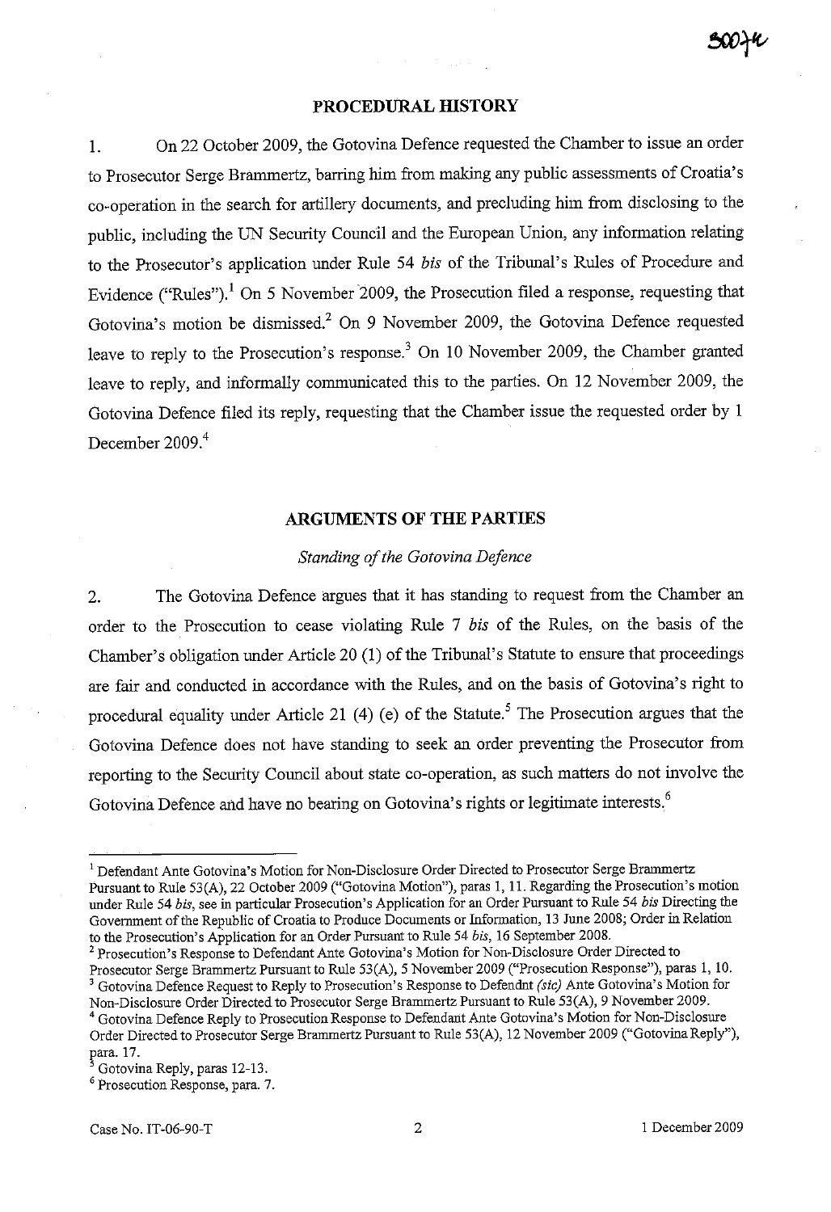## PROCEDURAL HISTORY

1. On 22 October 2009, the Gotovina Defence requested the Chamber to issue an order to Prosecutor Serge Brammertz, barring him from making any public assessments of Croatia's co-operation in the search for artillery documents, and precluding him from disclosing to the public, including the UN Security Council and the European Union, any information relating to the Prosecutor's application under Rule 54 *bis* of the Tribunal's Rules of Procedure and Evidence ("Rules").[1] On 5 November 2009, the Prosecution filed a response, requesting that Gotovina's motion be dismissed.[2] On 9 November 2009, the Gotovina Defence requested leave to reply to the Prosecution's response.[3] On 10 November 2009, the Chamber granted leave to reply, and informally communicated this to the parties. On 12 November 2009, the Gotovina Defence filed its reply, requesting that the Chamber issue the requested order by 1 December 2009.[4]

## ARGUMENTS OF THE PARTIES

*Standing of the Gotovina Defence*

2. The Gotovina Defence argues that it has standing to request from the Chamber an order to the Prosecution to cease violating Rule 7 *bis* of the Rules, on the basis of the Chamber's obligation under Article 20 (1) of the Tribunal's Statute to ensure that proceedings are fair and conducted in accordance with the Rules, and on the basis of Gotovina's right to procedural equality under Article 21 (4) (e) of the Statute.[5] The Prosecution argues that the Gotovina Defence does not have standing to seek an order preventing the Prosecutor from reporting to the Security Council about state co-operation, as such matters do not involve the Gotovina Defence and have no bearing on Gotovina's rights or legitimate interests.[6]

---

[1] Defendant Ante Gotovina's Motion for Non-Disclosure Order Directed to Prosecutor Serge Brammertz Pursuant to Rule 53(A), 22 October 2009 ("Gotovina Motion"), paras 1, 11. Regarding the Prosecution's motion under Rule 54 *bis*, see in particular Prosecution's Application for an Order Pursuant to Rule 54 *bis* Directing the Government of the Republic of Croatia to Produce Documents or Information, 13 June 2008; Order in Relation to the Prosecution's Application for an Order Pursuant to Rule 54 *bis*, 16 September 2008.

[2] Prosecution's Response to Defendant Ante Gotovina's Motion for Non-Disclosure Order Directed to Prosecutor Serge Brammertz Pursuant to Rule 53(A), 5 November 2009 ("Prosecution Response"), paras 1, 10.

[3] Gotovina Defence Request to Reply to Prosecution's Response to Defendnt *(sic)* Ante Gotovina's Motion for Non-Disclosure Order Directed to Prosecutor Serge Brammertz Pursuant to Rule 53(A), 9 November 2009.

[4] Gotovina Defence Reply to Prosecution Response to Defendant Ante Gotovina's Motion for Non-Disclosure Order Directed to Prosecutor Serge Brammertz Pursuant to Rule 53(A), 12 November 2009 ("Gotovina Reply"), para. 17.

[5] Gotovina Reply, paras 12-13.

[6] Prosecution Response, para. 7.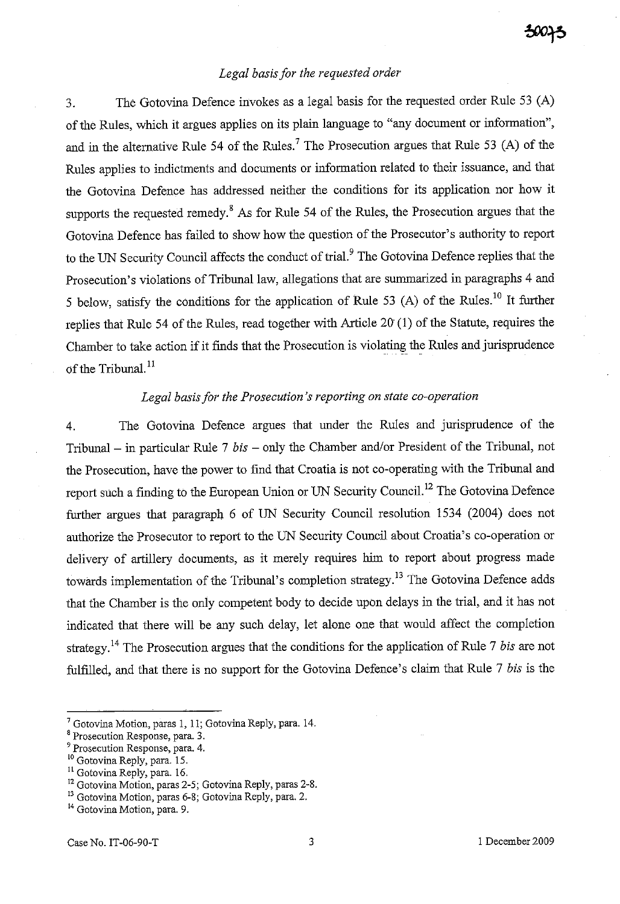*Legal basis for the requested order*

3. The Gotovina Defence invokes as a legal basis for the requested order Rule 53 (A) of the Rules, which it argues applies on its plain language to "any document or information", and in the alternative Rule 54 of the Rules.[7] The Prosecution argues that Rule 53 (A) of the Rules applies to indictments and documents or information related to their issuance, and that the Gotovina Defence has addressed neither the conditions for its application nor how it supports the requested remedy.[8] As for Rule 54 of the Rules, the Prosecution argues that the Gotovina Defence has failed to show how the question of the Prosecutor's authority to report to the UN Security Council affects the conduct of trial.[9] The Gotovina Defence replies that the Prosecution's violations of Tribunal law, allegations that are summarized in paragraphs 4 and 5 below, satisfy the conditions for the application of Rule 53 (A) of the Rules.[10] It further replies that Rule 54 of the Rules, read together with Article 20 (1) of the Statute, requires the Chamber to take action if it finds that the Prosecution is violating the Rules and jurisprudence of the Tribunal.[11]

*Legal basis for the Prosecution's reporting on state co-operation*

4. The Gotovina Defence argues that under the Rules and jurisprudence of the Tribunal – in particular Rule 7 *bis* – only the Chamber and/or President of the Tribunal, not the Prosecution, have the power to find that Croatia is not co-operating with the Tribunal and report such a finding to the European Union or UN Security Council.[12] The Gotovina Defence further argues that paragraph 6 of UN Security Council resolution 1534 (2004) does not authorize the Prosecutor to report to the UN Security Council about Croatia's co-operation or delivery of artillery documents, as it merely requires him to report about progress made towards implementation of the Tribunal's completion strategy.[13] The Gotovina Defence adds that the Chamber is the only competent body to decide upon delays in the trial, and it has not indicated that there will be any such delay, let alone one that would affect the completion strategy.[14] The Prosecution argues that the conditions for the application of Rule 7 *bis* are not fulfilled, and that there is no support for the Gotovina Defence's claim that Rule 7 *bis* is the

---

[7] Gotovina Motion, paras 1, 11; Gotovina Reply, para. 14.
[8] Prosecution Response, para. 3.
[9] Prosecution Response, para. 4.
[10] Gotovina Reply, para. 15.
[11] Gotovina Reply, para. 16.
[12] Gotovina Motion, paras 2-5; Gotovina Reply, paras 2-8.
[13] Gotovina Motion, paras 6-8; Gotovina Reply, para. 2.
[14] Gotovina Motion, para. 9.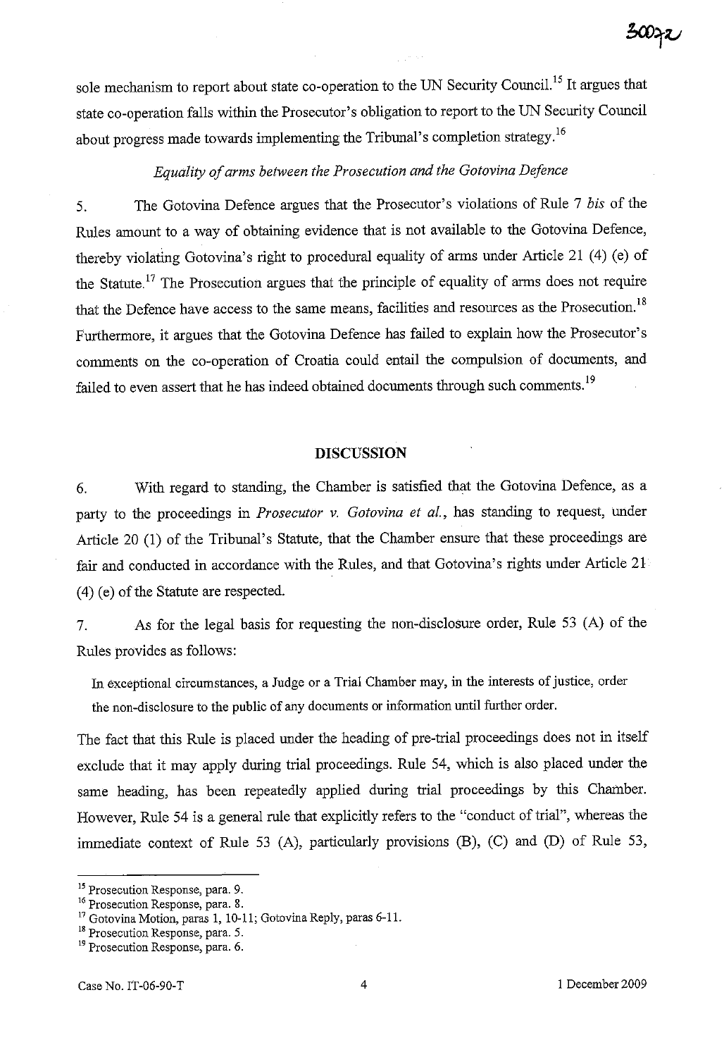sole mechanism to report about state co-operation to the UN Security Council.[15] It argues that state co-operation falls within the Prosecutor's obligation to report to the UN Security Council about progress made towards implementing the Tribunal's completion strategy.[16]

*Equality of arms between the Prosecution and the Gotovina Defence*

5. The Gotovina Defence argues that the Prosecutor's violations of Rule 7 *bis* of the Rules amount to a way of obtaining evidence that is not available to the Gotovina Defence, thereby violating Gotovina's right to procedural equality of arms under Article 21 (4) (e) of the Statute.[17] The Prosecution argues that the principle of equality of arms does not require that the Defence have access to the same means, facilities and resources as the Prosecution.[18] Furthermore, it argues that the Gotovina Defence has failed to explain how the Prosecutor's comments on the co-operation of Croatia could entail the compulsion of documents, and failed to even assert that he has indeed obtained documents through such comments.[19]

## DISCUSSION

6. With regard to standing, the Chamber is satisfied that the Gotovina Defence, as a party to the proceedings in *Prosecutor v. Gotovina et al.*, has standing to request, under Article 20 (1) of the Tribunal's Statute, that the Chamber ensure that these proceedings are fair and conducted in accordance with the Rules, and that Gotovina's rights under Article 21 (4) (e) of the Statute are respected.

7. As for the legal basis for requesting the non-disclosure order, Rule 53 (A) of the Rules provides as follows:

> In exceptional circumstances, a Judge or a Trial Chamber may, in the interests of justice, order the non-disclosure to the public of any documents or information until further order.

The fact that this Rule is placed under the heading of pre-trial proceedings does not in itself exclude that it may apply during trial proceedings. Rule 54, which is also placed under the same heading, has been repeatedly applied during trial proceedings by this Chamber. However, Rule 54 is a general rule that explicitly refers to the "conduct of trial", whereas the immediate context of Rule 53 (A), particularly provisions (B), (C) and (D) of Rule 53,

---

[15] Prosecution Response, para. 9.

[16] Prosecution Response, para. 8.

[17] Gotovina Motion, paras 1, 10-11; Gotovina Reply, paras 6-11.

[18] Prosecution Response, para. 5.

[19] Prosecution Response, para. 6.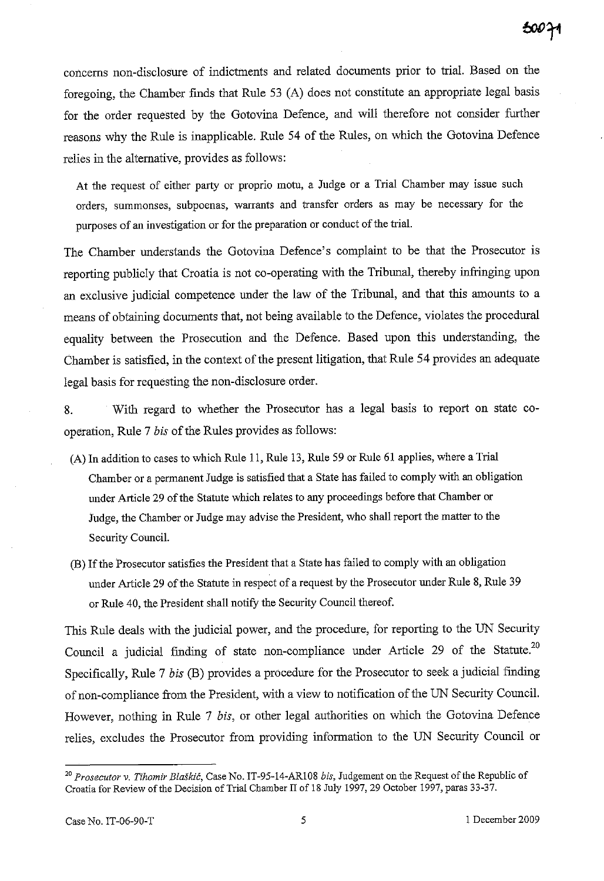concerns non-disclosure of indictments and related documents prior to trial. Based on the foregoing, the Chamber finds that Rule 53 (A) does not constitute an appropriate legal basis for the order requested by the Gotovina Defence, and will therefore not consider further reasons why the Rule is inapplicable. Rule 54 of the Rules, on which the Gotovina Defence relies in the alternative, provides as follows:

> At the request of either party or proprio motu, a Judge or a Trial Chamber may issue such orders, summonses, subpoenas, warrants and transfer orders as may be necessary for the purposes of an investigation or for the preparation or conduct of the trial.

The Chamber understands the Gotovina Defence's complaint to be that the Prosecutor is reporting publicly that Croatia is not co-operating with the Tribunal, thereby infringing upon an exclusive judicial competence under the law of the Tribunal, and that this amounts to a means of obtaining documents that, not being available to the Defence, violates the procedural equality between the Prosecution and the Defence. Based upon this understanding, the Chamber is satisfied, in the context of the present litigation, that Rule 54 provides an adequate legal basis for requesting the non-disclosure order.

8. With regard to whether the Prosecutor has a legal basis to report on state co-operation, Rule 7 *bis* of the Rules provides as follows:

> (A) In addition to cases to which Rule 11, Rule 13, Rule 59 or Rule 61 applies, where a Trial Chamber or a permanent Judge is satisfied that a State has failed to comply with an obligation under Article 29 of the Statute which relates to any proceedings before that Chamber or Judge, the Chamber or Judge may advise the President, who shall report the matter to the Security Council.
>
> (B) If the Prosecutor satisfies the President that a State has failed to comply with an obligation under Article 29 of the Statute in respect of a request by the Prosecutor under Rule 8, Rule 39 or Rule 40, the President shall notify the Security Council thereof.

This Rule deals with the judicial power, and the procedure, for reporting to the UN Security Council a judicial finding of state non-compliance under Article 29 of the Statute.[20] Specifically, Rule 7 *bis* (B) provides a procedure for the Prosecutor to seek a judicial finding of non-compliance from the President, with a view to notification of the UN Security Council. However, nothing in Rule 7 *bis*, or other legal authorities on which the Gotovina Defence relies, excludes the Prosecutor from providing information to the UN Security Council or

---

[20] *Prosecutor v. Tihomir Blaškić*, Case No. IT-95-14-AR108 *bis*, Judgement on the Request of the Republic of Croatia for Review of the Decision of Trial Chamber II of 18 July 1997, 29 October 1997, paras 33-37.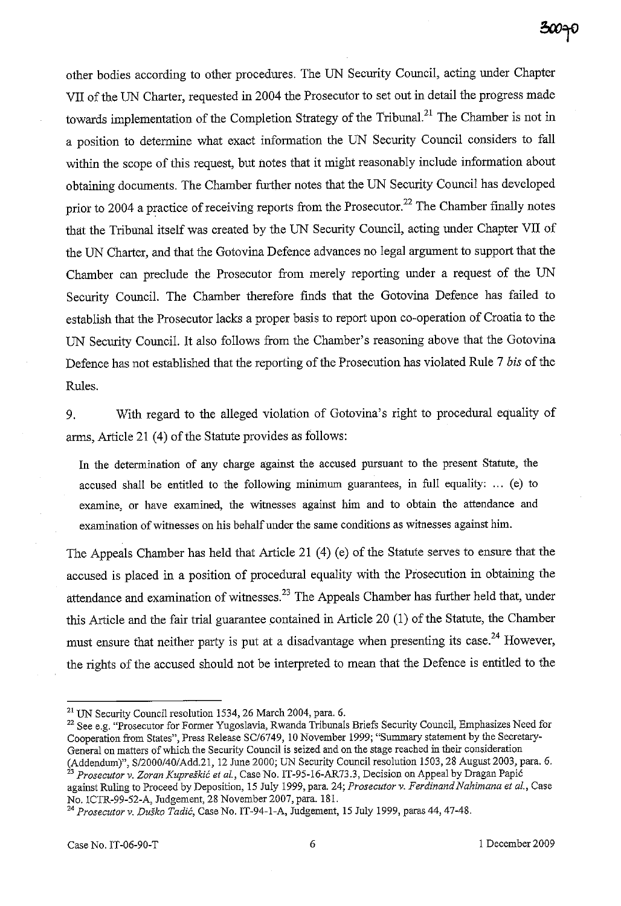other bodies according to other procedures. The UN Security Council, acting under Chapter VII of the UN Charter, requested in 2004 the Prosecutor to set out in detail the progress made towards implementation of the Completion Strategy of the Tribunal.[21] The Chamber is not in a position to determine what exact information the UN Security Council considers to fall within the scope of this request, but notes that it might reasonably include information about obtaining documents. The Chamber further notes that the UN Security Council has developed prior to 2004 a practice of receiving reports from the Prosecutor.[22] The Chamber finally notes that the Tribunal itself was created by the UN Security Council, acting under Chapter VII of the UN Charter, and that the Gotovina Defence advances no legal argument to support that the Chamber can preclude the Prosecutor from merely reporting under a request of the UN Security Council. The Chamber therefore finds that the Gotovina Defence has failed to establish that the Prosecutor lacks a proper basis to report upon co-operation of Croatia to the UN Security Council. It also follows from the Chamber's reasoning above that the Gotovina Defence has not established that the reporting of the Prosecution has violated Rule 7 *bis* of the Rules.

9. With regard to the alleged violation of Gotovina's right to procedural equality of arms, Article 21 (4) of the Statute provides as follows:

> In the determination of any charge against the accused pursuant to the present Statute, the accused shall be entitled to the following minimum guarantees, in full equality: ... (e) to examine, or have examined, the witnesses against him and to obtain the attendance and examination of witnesses on his behalf under the same conditions as witnesses against him.

The Appeals Chamber has held that Article 21 (4) (e) of the Statute serves to ensure that the accused is placed in a position of procedural equality with the Prosecution in obtaining the attendance and examination of witnesses.[23] The Appeals Chamber has further held that, under this Article and the fair trial guarantee contained in Article 20 (1) of the Statute, the Chamber must ensure that neither party is put at a disadvantage when presenting its case.[24] However, the rights of the accused should not be interpreted to mean that the Defence is entitled to the

---

[21] UN Security Council resolution 1534, 26 March 2004, para. 6.

[22] See e.g. "Prosecutor for Former Yugoslavia, Rwanda Tribunals Briefs Security Council, Emphasizes Need for Cooperation from States", Press Release SC/6749, 10 November 1999; "Summary statement by the Secretary-General on matters of which the Security Council is seized and on the stage reached in their consideration (Addendum)", S/2000/40/Add.21, 12 June 2000; UN Security Council resolution 1503, 28 August 2003, para. 6.

[23] *Prosecutor v. Zoran Kupreškić et al.*, Case No. IT-95-16-AR73.3, Decision on Appeal by Dragan Papić against Ruling to Proceed by Deposition, 15 July 1999, para. 24; *Prosecutor v. Ferdinand Nahimana et al.*, Case No. ICTR-99-52-A, Judgement, 28 November 2007, para. 181.

[24] *Prosecutor v. Duško Tadić*, Case No. IT-94-1-A, Judgement, 15 July 1999, paras 44, 47-48.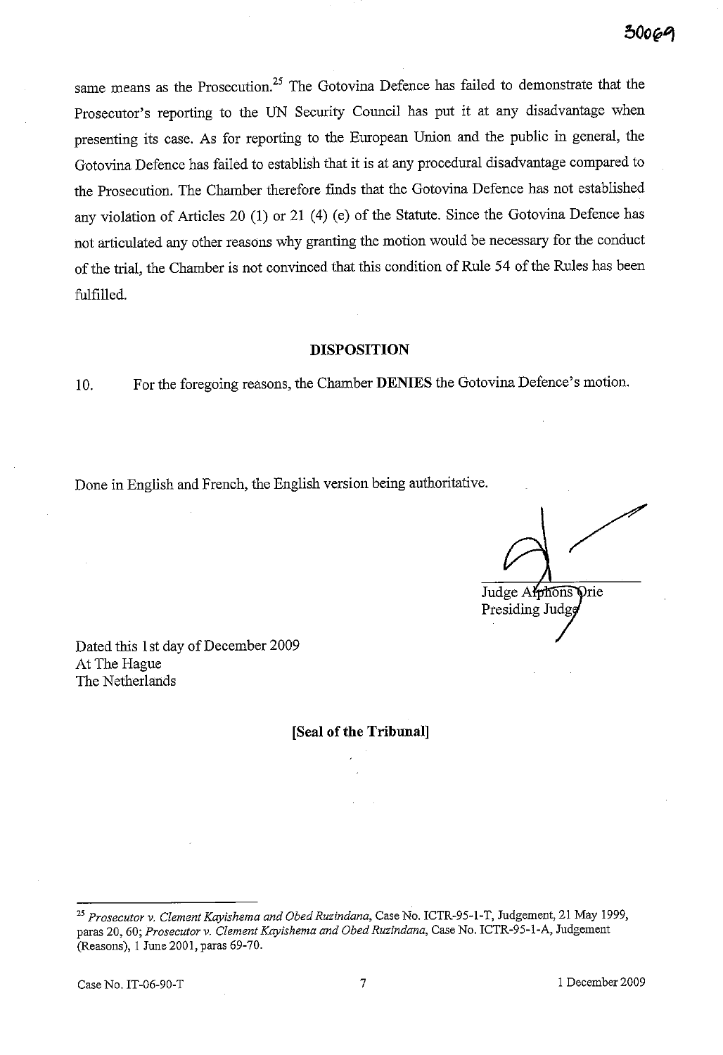same means as the Prosecution.[25] The Gotovina Defence has failed to demonstrate that the Prosecutor's reporting to the UN Security Council has put it at any disadvantage when presenting its case. As for reporting to the European Union and the public in general, the Gotovina Defence has failed to establish that it is at any procedural disadvantage compared to the Prosecution. The Chamber therefore finds that the Gotovina Defence has not established any violation of Articles 20 (1) or 21 (4) (e) of the Statute. Since the Gotovina Defence has not articulated any other reasons why granting the motion would be necessary for the conduct of the trial, the Chamber is not convinced that this condition of Rule 54 of the Rules has been fulfilled.

## DISPOSITION

10. For the foregoing reasons, the Chamber **DENIES** the Gotovina Defence's motion.

Done in English and French, the English version being authoritative.

Judge Alphons Orie
Presiding Judge

Dated this 1st day of December 2009
At The Hague
The Netherlands

**[Seal of the Tribunal]**

---

[25] *Prosecutor v. Clement Kayishema and Obed Ruzindana*, Case No. ICTR-95-1-T, Judgement, 21 May 1999, paras 20, 60; *Prosecutor v. Clement Kayishema and Obed Ruzindana*, Case No. ICTR-95-1-A, Judgement (Reasons), 1 June 2001, paras 69-70.